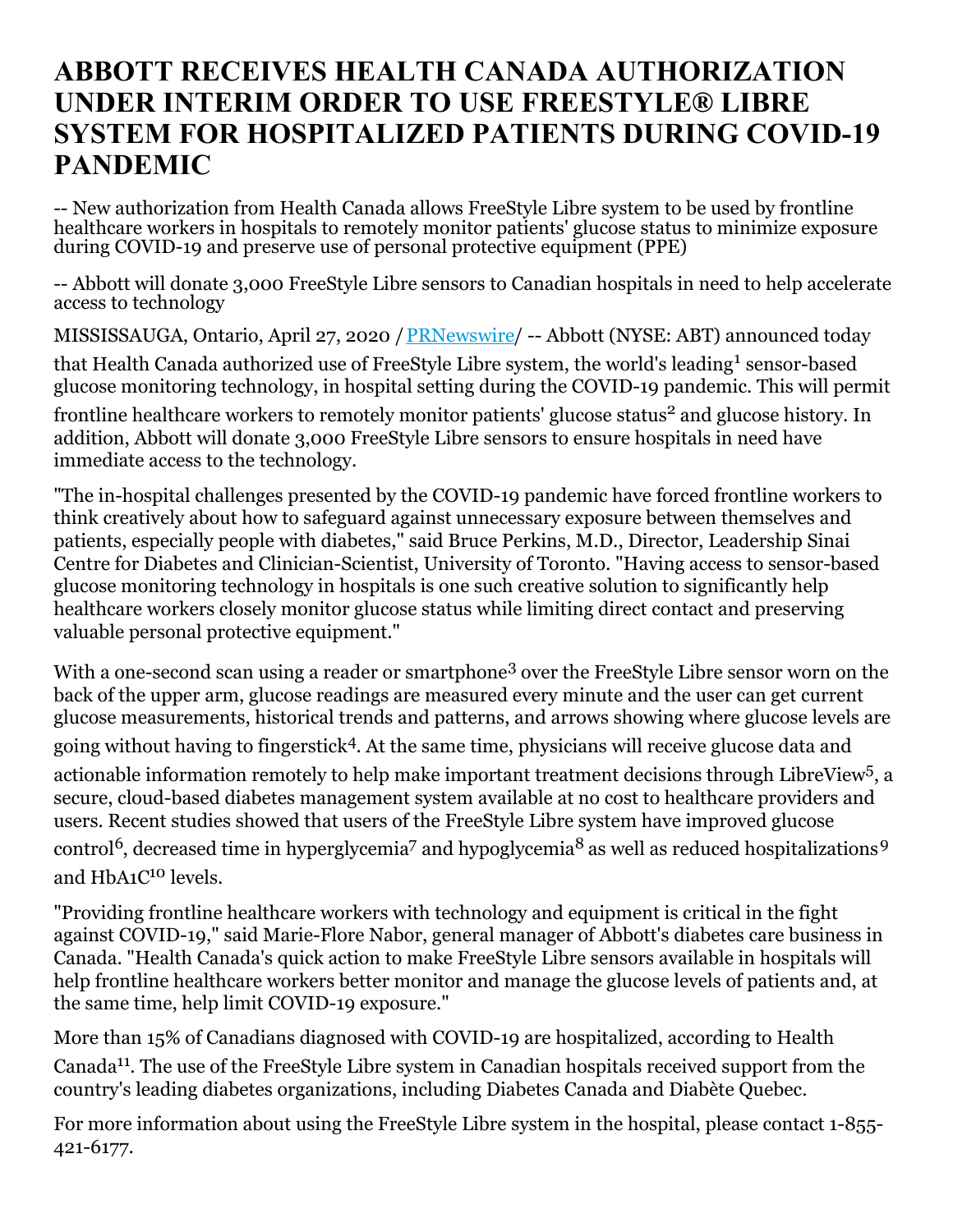# ABBOTT RECEIVES HEALTH CANADA AUTHORIZATION UNDER INTERIM ORDER TO USE FREESTYLE® LIBRE SYSTEM FOR HOSPITALIZED PATIENTS DURING COVID-19 PANDEMIC

-- New authorization from Health Canada allows FreeStyle Libre system to be used by frontline healthcare workers in hospitals to remotely monitor patients' glucose status to minimize exposure during COVID-19 and preserve use of personal protective equipment (PPE)

-- Abbott will donate 3,000 FreeStyle Libre sensors to Canadian hospitals in need to help accelerate access to technology

MISSISSAUGA, Ontario, April 27, 2020 /PRNewswire/ -- Abbott (NYSE: ABT) announced today that Health Canada authorized use of FreeStyle Libre system, the world's leading[1] sensor-based glucose monitoring technology, in hospital setting during the COVID-19 pandemic. This will permit frontline healthcare workers to remotely monitor patients' glucose status[2] and glucose history. In addition, Abbott will donate 3,000 FreeStyle Libre sensors to ensure hospitals in need have immediate access to the technology.

"The in-hospital challenges presented by the COVID-19 pandemic have forced frontline workers to think creatively about how to safeguard against unnecessary exposure between themselves and patients, especially people with diabetes," said Bruce Perkins, M.D., Director, Leadership Sinai Centre for Diabetes and Clinician-Scientist, University of Toronto. "Having access to sensor-based glucose monitoring technology in hospitals is one such creative solution to significantly help healthcare workers closely monitor glucose status while limiting direct contact and preserving valuable personal protective equipment."

With a one-second scan using a reader or smartphone[3] over the FreeStyle Libre sensor worn on the back of the upper arm, glucose readings are measured every minute and the user can get current glucose measurements, historical trends and patterns, and arrows showing where glucose levels are going without having to fingerstick[4]. At the same time, physicians will receive glucose data and actionable information remotely to help make important treatment decisions through LibreView[5], a secure, cloud-based diabetes management system available at no cost to healthcare providers and users. Recent studies showed that users of the FreeStyle Libre system have improved glucose control[6], decreased time in hyperglycemia[7] and hypoglycemia[8] as well as reduced hospitalizations[9] and HbA1C[10] levels.

"Providing frontline healthcare workers with technology and equipment is critical in the fight against COVID-19," said Marie-Flore Nabor, general manager of Abbott's diabetes care business in Canada. "Health Canada's quick action to make FreeStyle Libre sensors available in hospitals will help frontline healthcare workers better monitor and manage the glucose levels of patients and, at the same time, help limit COVID-19 exposure."

More than 15% of Canadians diagnosed with COVID-19 are hospitalized, according to Health Canada[11]. The use of the FreeStyle Libre system in Canadian hospitals received support from the country's leading diabetes organizations, including Diabetes Canada and Diabète Quebec.

For more information about using the FreeStyle Libre system in the hospital, please contact 1-855-421-6177.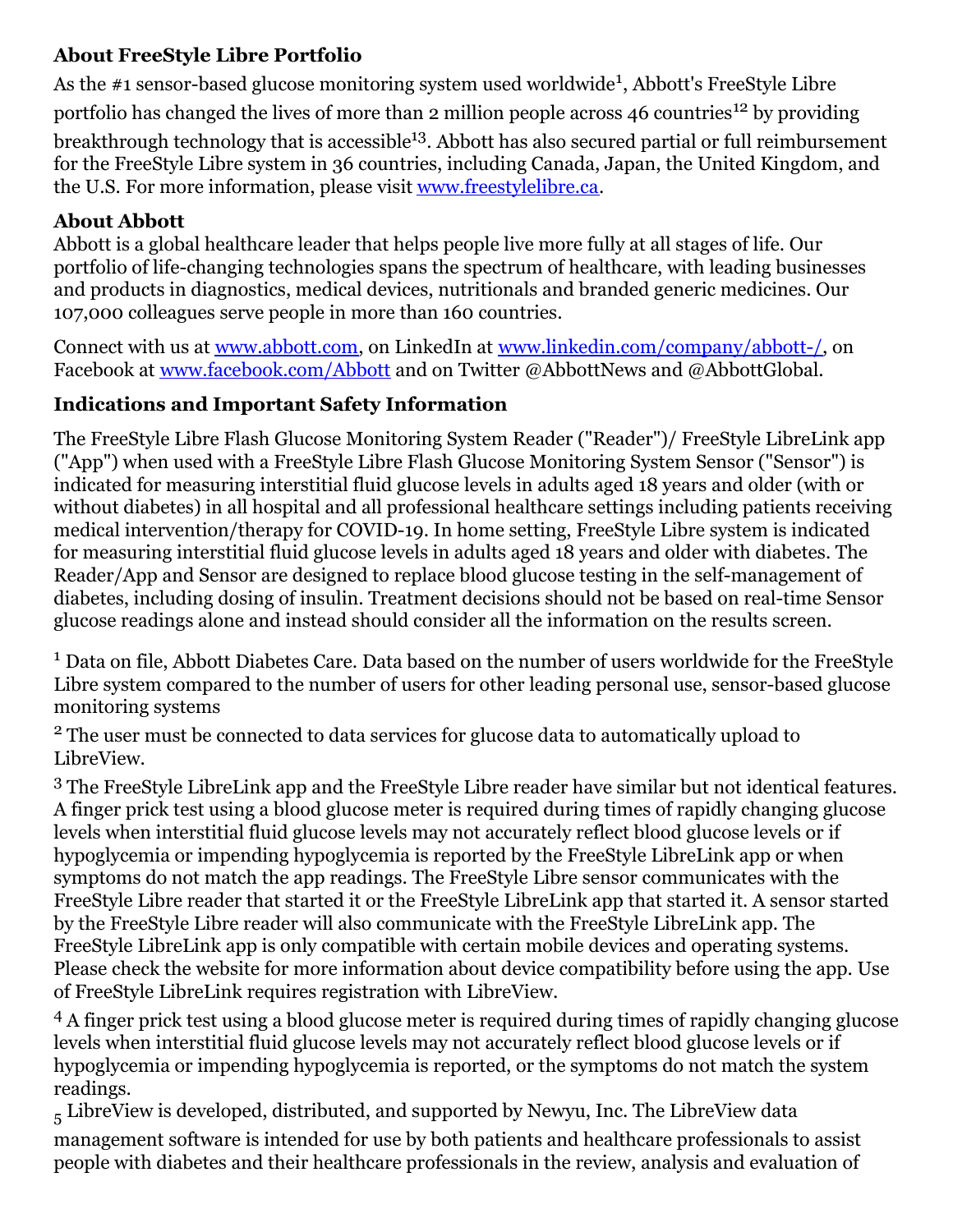### About FreeStyle Libre Portfolio

As the #1 sensor-based glucose monitoring system used worldwide[1], Abbott's FreeStyle Libre portfolio has changed the lives of more than 2 million people across 46 countries[12] by providing breakthrough technology that is accessible[13]. Abbott has also secured partial or full reimbursement for the FreeStyle Libre system in 36 countries, including Canada, Japan, the United Kingdom, and the U.S. For more information, please visit [www.freestylelibre.ca](http://www.freestylelibre.ca).

### About Abbott

Abbott is a global healthcare leader that helps people live more fully at all stages of life. Our portfolio of life-changing technologies spans the spectrum of healthcare, with leading businesses and products in diagnostics, medical devices, nutritionals and branded generic medicines. Our 107,000 colleagues serve people in more than 160 countries.

Connect with us at [www.abbott.com](http://www.abbott.com), on LinkedIn at [www.linkedin.com/company/abbott-/](http://www.linkedin.com/company/abbott-/), on Facebook at [www.facebook.com/Abbott](http://www.facebook.com/Abbott) and on Twitter @AbbottNews and @AbbottGlobal.

### Indications and Important Safety Information

The FreeStyle Libre Flash Glucose Monitoring System Reader ("Reader")/ FreeStyle LibreLink app ("App") when used with a FreeStyle Libre Flash Glucose Monitoring System Sensor ("Sensor") is indicated for measuring interstitial fluid glucose levels in adults aged 18 years and older (with or without diabetes) in all hospital and all professional healthcare settings including patients receiving medical intervention/therapy for COVID-19. In home setting, FreeStyle Libre system is indicated for measuring interstitial fluid glucose levels in adults aged 18 years and older with diabetes. The Reader/App and Sensor are designed to replace blood glucose testing in the self-management of diabetes, including dosing of insulin. Treatment decisions should not be based on real-time Sensor glucose readings alone and instead should consider all the information on the results screen.

[1] Data on file, Abbott Diabetes Care. Data based on the number of users worldwide for the FreeStyle Libre system compared to the number of users for other leading personal use, sensor-based glucose monitoring systems

[2] The user must be connected to data services for glucose data to automatically upload to LibreView.

[3] The FreeStyle LibreLink app and the FreeStyle Libre reader have similar but not identical features. A finger prick test using a blood glucose meter is required during times of rapidly changing glucose levels when interstitial fluid glucose levels may not accurately reflect blood glucose levels or if hypoglycemia or impending hypoglycemia is reported by the FreeStyle LibreLink app or when symptoms do not match the app readings. The FreeStyle Libre sensor communicates with the FreeStyle Libre reader that started it or the FreeStyle LibreLink app that started it. A sensor started by the FreeStyle Libre reader will also communicate with the FreeStyle LibreLink app. The FreeStyle LibreLink app is only compatible with certain mobile devices and operating systems. Please check the website for more information about device compatibility before using the app. Use of FreeStyle LibreLink requires registration with LibreView.

[4] A finger prick test using a blood glucose meter is required during times of rapidly changing glucose levels when interstitial fluid glucose levels may not accurately reflect blood glucose levels or if hypoglycemia or impending hypoglycemia is reported, or the symptoms do not match the system readings.

[5] LibreView is developed, distributed, and supported by Newyu, Inc. The LibreView data management software is intended for use by both patients and healthcare professionals to assist people with diabetes and their healthcare professionals in the review, analysis and evaluation of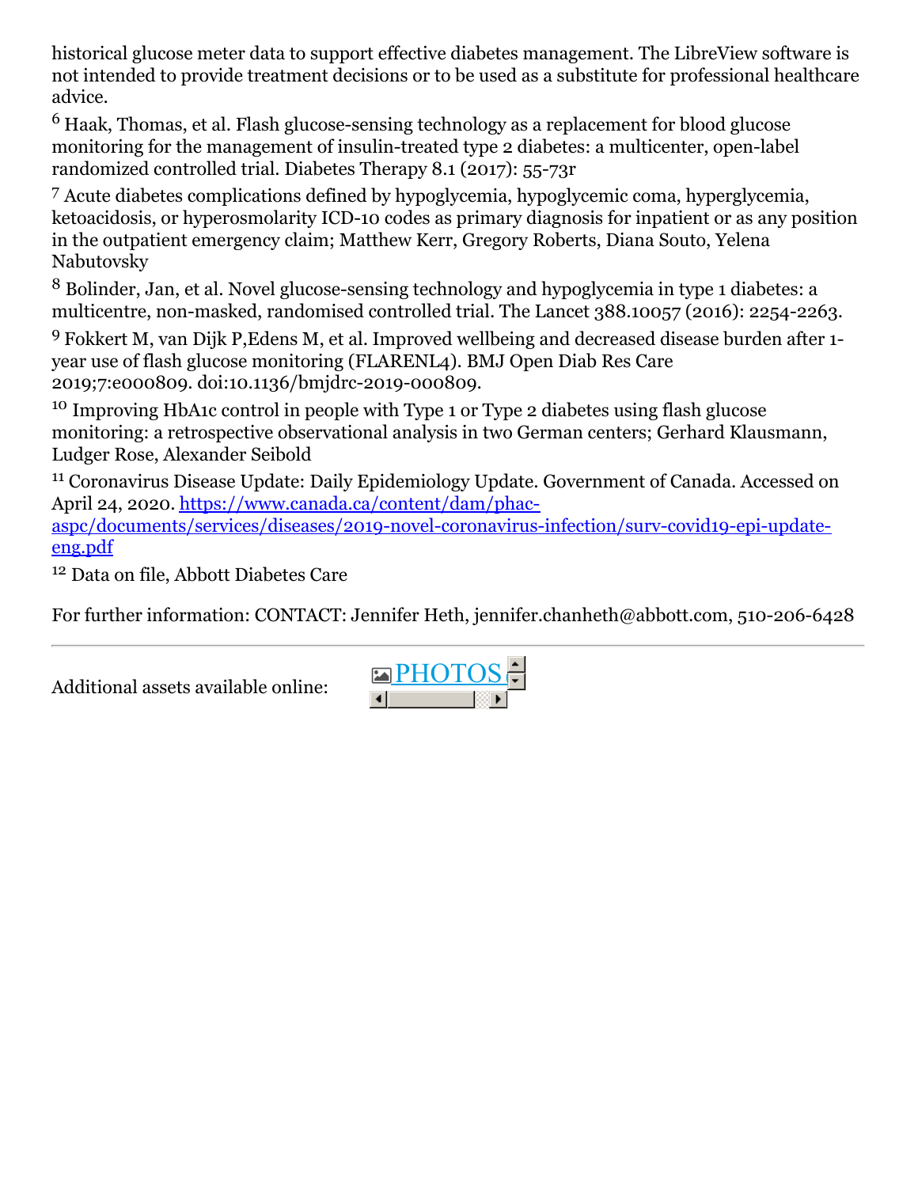historical glucose meter data to support effective diabetes management. The LibreView software is not intended to provide treatment decisions or to be used as a substitute for professional healthcare advice.

[6] Haak, Thomas, et al. Flash glucose-sensing technology as a replacement for blood glucose monitoring for the management of insulin-treated type 2 diabetes: a multicenter, open-label randomized controlled trial. Diabetes Therapy 8.1 (2017): 55-73r

[7] Acute diabetes complications defined by hypoglycemia, hypoglycemic coma, hyperglycemia, ketoacidosis, or hyperosmolarity ICD-10 codes as primary diagnosis for inpatient or as any position in the outpatient emergency claim; Matthew Kerr, Gregory Roberts, Diana Souto, Yelena Nabutovsky

[8] Bolinder, Jan, et al. Novel glucose-sensing technology and hypoglycemia in type 1 diabetes: a multicentre, non-masked, randomised controlled trial. The Lancet 388.10057 (2016): 2254-2263.

[9] Fokkert M, van Dijk P,Edens M, et al. Improved wellbeing and decreased disease burden after 1-year use of flash glucose monitoring (FLARENL4). BMJ Open Diab Res Care 2019;7:e000809. doi:10.1136/bmjdrc-2019-000809.

[10] Improving HbA1c control in people with Type 1 or Type 2 diabetes using flash glucose monitoring: a retrospective observational analysis in two German centers; Gerhard Klausmann, Ludger Rose, Alexander Seibold

[11] Coronavirus Disease Update: Daily Epidemiology Update. Government of Canada. Accessed on April 24, 2020. [https://www.canada.ca/content/dam/phac-aspc/documents/services/diseases/2019-novel-coronavirus-infection/surv-covid19-epi-update-eng.pdf](https://www.canada.ca/content/dam/phac-aspc/documents/services/diseases/2019-novel-coronavirus-infection/surv-covid19-epi-update-eng.pdf)

[12] Data on file, Abbott Diabetes Care

For further information: CONTACT: Jennifer Heth, jennifer.chanheth@abbott.com, 510-206-6428

---

Additional assets available online: PHOTOS